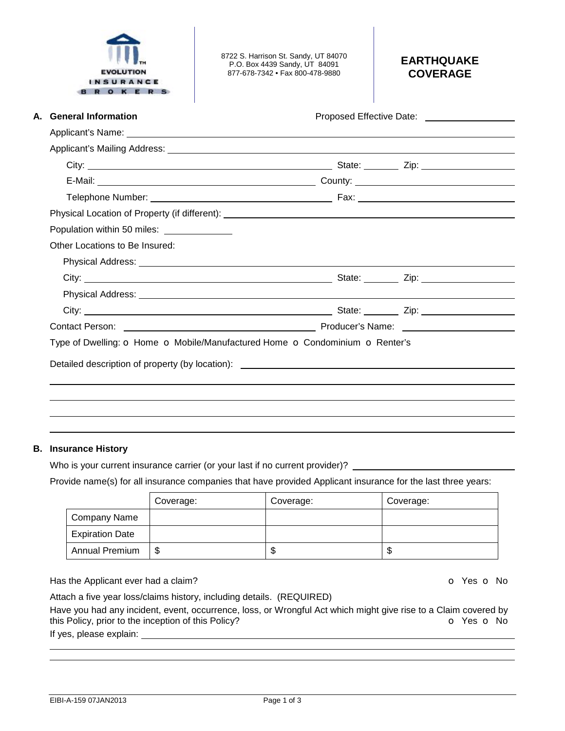EVOLUTION INSURANCE BROKERS

8722 S. Harrison St. Sandy, UT 84070
P.O. Box 4439 Sandy, UT 84091
877-678-7342 • Fax 800-478-9880

# EARTHQUAKE COVERAGE

## A. General Information

Proposed Effective Date: ____________

Applicant's Name: ____________

Applicant's Mailing Address: ____________

City: ____________ State: ______ Zip: ____________

E-Mail: ____________ County: ____________

Telephone Number: ____________ Fax: ____________

Physical Location of Property (if different): ____________

Population within 50 miles: ____________

Other Locations to Be Insured:

Physical Address: ____________

City: ____________ State: ______ Zip: ____________

Physical Address: ____________

City: ____________ State: ______ Zip: ____________

Contact Person: ____________ Producer's Name: ____________

Type of Dwelling: o Home o Mobile/Manufactured Home o Condominium o Renter's

Detailed description of property (by location): ____________

## B. Insurance History

Who is your current insurance carrier (or your last if no current provider)? ____________

Provide name(s) for all insurance companies that have provided Applicant insurance for the last three years:

| | Coverage: | Coverage: | Coverage: |
|---|---|---|---|
| Company Name | | | |
| Expiration Date | | | |
| Annual Premium | $ | $ | $ |

Has the Applicant ever had a claim? o Yes o No

Attach a five year loss/claims history, including details. (REQUIRED)

Have you had any incident, event, occurrence, loss, or Wrongful Act which might give rise to a Claim covered by this Policy, prior to the inception of this Policy? o Yes o No

If yes, please explain: ____________

EIBI-A-159 07JAN2013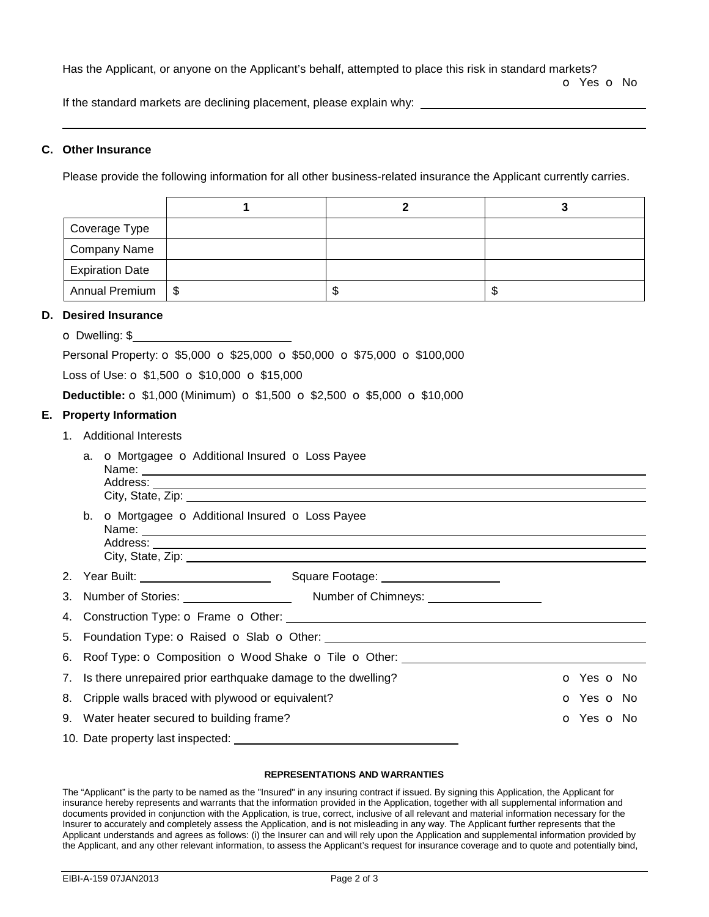Has the Applicant, or anyone on the Applicant's behalf, attempted to place this risk in standard markets?

o Yes o No

If the standard markets are declining placement, please explain why: \_\_\_\_\_\_\_\_\_\_\_\_\_\_\_\_\_\_\_\_\_\_\_\_\_\_\_\_\_\_\_\_\_\_\_\_

## C. Other Insurance

Please provide the following information for all other business-related insurance the Applicant currently carries.

| | 1 | 2 | 3 |
|---|---|---|---|
| Coverage Type | | | |
| Company Name | | | |
| Expiration Date | | | |
| Annual Premium | $ | $ | $ |

## D. Desired Insurance

o Dwelling: $\_\_\_\_\_\_\_\_\_\_\_\_\_\_\_\_\_\_\_\_\_\_\_\_

Personal Property: o $5,000 o $25,000 o $50,000 o $75,000 o $100,000

Loss of Use: o $1,500 o $10,000 o $15,000

**Deductible:** o $1,000 (Minimum) o $1,500 o $2,500 o $5,000 o $10,000

## E. Property Information

1. Additional Interests
   a. o Mortgagee o Additional Insured o Loss Payee
      Name: \_\_\_\_\_\_\_\_\_\_\_\_\_\_\_\_\_\_\_\_\_\_\_\_\_\_\_\_\_\_\_\_\_\_\_\_
      Address: \_\_\_\_\_\_\_\_\_\_\_\_\_\_\_\_\_\_\_\_\_\_\_\_\_\_\_\_\_\_\_\_\_\_\_\_
      City, State, Zip: \_\_\_\_\_\_\_\_\_\_\_\_\_\_\_\_\_\_\_\_\_\_\_\_\_\_\_\_\_\_\_\_\_\_\_\_
   b. o Mortgagee o Additional Insured o Loss Payee
      Name: \_\_\_\_\_\_\_\_\_\_\_\_\_\_\_\_\_\_\_\_\_\_\_\_\_\_\_\_\_\_\_\_\_\_\_\_
      Address: \_\_\_\_\_\_\_\_\_\_\_\_\_\_\_\_\_\_\_\_\_\_\_\_\_\_\_\_\_\_\_\_\_\_\_\_
      City, State, Zip: \_\_\_\_\_\_\_\_\_\_\_\_\_\_\_\_\_\_\_\_\_\_\_\_\_\_\_\_\_\_\_\_\_\_\_\_
2. Year Built: \_\_\_\_\_\_\_\_\_\_\_\_\_\_\_\_\_\_\_\_ Square Footage: \_\_\_\_\_\_\_\_\_\_\_\_\_\_\_\_\_\_\_\_
3. Number of Stories: \_\_\_\_\_\_\_\_\_\_\_\_\_\_\_\_\_\_\_\_ Number of Chimneys: \_\_\_\_\_\_\_\_\_\_\_\_\_\_\_\_\_\_\_\_
4. Construction Type: o Frame o Other: \_\_\_\_\_\_\_\_\_\_\_\_\_\_\_\_\_\_\_\_\_\_\_\_\_\_\_\_\_\_\_\_\_\_\_\_
5. Foundation Type: o Raised o Slab o Other: \_\_\_\_\_\_\_\_\_\_\_\_\_\_\_\_\_\_\_\_\_\_\_\_\_\_\_\_\_\_\_\_\_\_\_\_
6. Roof Type: o Composition o Wood Shake o Tile o Other: \_\_\_\_\_\_\_\_\_\_\_\_\_\_\_\_\_\_\_\_\_\_\_\_\_\_\_\_\_\_\_\_\_\_\_\_
7. Is there unrepaired prior earthquake damage to the dwelling? o Yes o No
8. Cripple walls braced with plywood or equivalent? o Yes o No
9. Water heater secured to building frame? o Yes o No
10. Date property last inspected: \_\_\_\_\_\_\_\_\_\_\_\_\_\_\_\_\_\_\_\_\_\_\_\_\_\_\_\_\_\_\_\_\_\_\_\_

### REPRESENTATIONS AND WARRANTIES

The "Applicant" is the party to be named as the "Insured" in any insuring contract if issued. By signing this Application, the Applicant for insurance hereby represents and warrants that the information provided in the Application, together with all supplemental information and documents provided in conjunction with the Application, is true, correct, inclusive of all relevant and material information necessary for the Insurer to accurately and completely assess the Application, and is not misleading in any way. The Applicant further represents that the Applicant understands and agrees as follows: (i) the Insurer can and will rely upon the Application and supplemental information provided by the Applicant, and any other relevant information, to assess the Applicant's request for insurance coverage and to quote and potentially bind,

EIBI-A-159 07JAN2013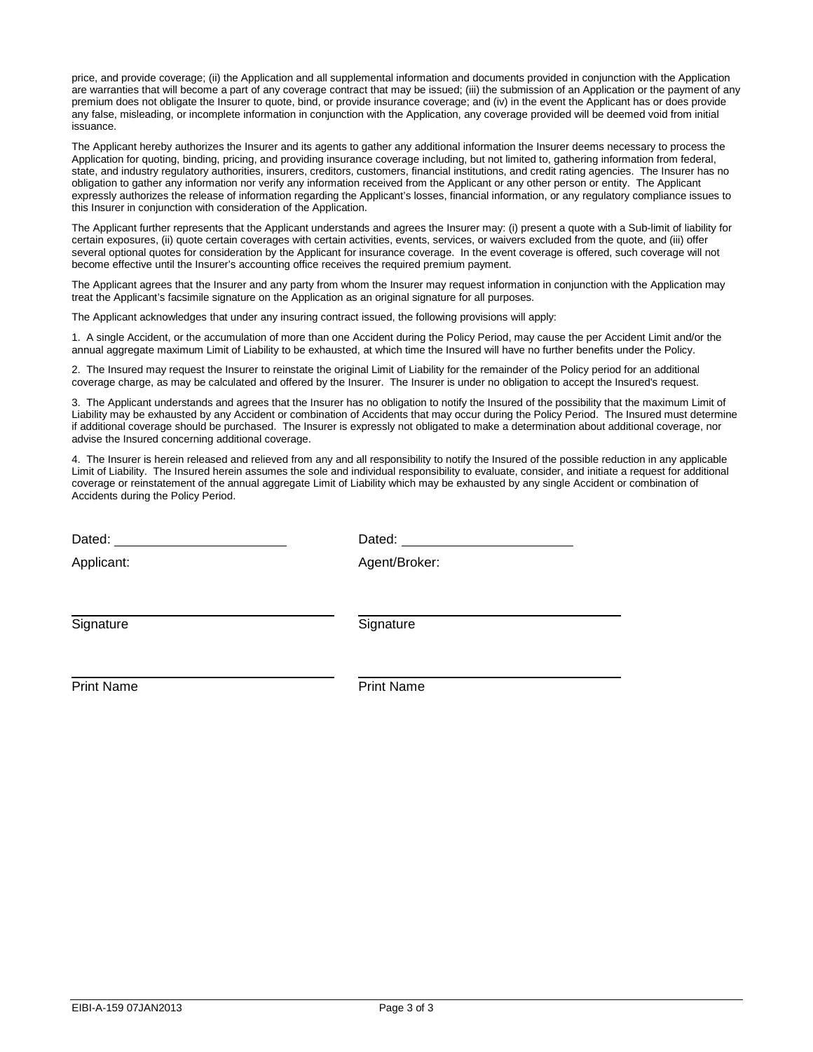price, and provide coverage; (ii) the Application and all supplemental information and documents provided in conjunction with the Application are warranties that will become a part of any coverage contract that may be issued; (iii) the submission of an Application or the payment of any premium does not obligate the Insurer to quote, bind, or provide insurance coverage; and (iv) in the event the Applicant has or does provide any false, misleading, or incomplete information in conjunction with the Application, any coverage provided will be deemed void from initial issuance.

The Applicant hereby authorizes the Insurer and its agents to gather any additional information the Insurer deems necessary to process the Application for quoting, binding, pricing, and providing insurance coverage including, but not limited to, gathering information from federal, state, and industry regulatory authorities, insurers, creditors, customers, financial institutions, and credit rating agencies. The Insurer has no obligation to gather any information nor verify any information received from the Applicant or any other person or entity. The Applicant expressly authorizes the release of information regarding the Applicant's losses, financial information, or any regulatory compliance issues to this Insurer in conjunction with consideration of the Application.

The Applicant further represents that the Applicant understands and agrees the Insurer may: (i) present a quote with a Sub-limit of liability for certain exposures, (ii) quote certain coverages with certain activities, events, services, or waivers excluded from the quote, and (iii) offer several optional quotes for consideration by the Applicant for insurance coverage. In the event coverage is offered, such coverage will not become effective until the Insurer's accounting office receives the required premium payment.

The Applicant agrees that the Insurer and any party from whom the Insurer may request information in conjunction with the Application may treat the Applicant's facsimile signature on the Application as an original signature for all purposes.

The Applicant acknowledges that under any insuring contract issued, the following provisions will apply:

1. A single Accident, or the accumulation of more than one Accident during the Policy Period, may cause the per Accident Limit and/or the annual aggregate maximum Limit of Liability to be exhausted, at which time the Insured will have no further benefits under the Policy.

2. The Insured may request the Insurer to reinstate the original Limit of Liability for the remainder of the Policy period for an additional coverage charge, as may be calculated and offered by the Insurer. The Insurer is under no obligation to accept the Insured's request.

3. The Applicant understands and agrees that the Insurer has no obligation to notify the Insured of the possibility that the maximum Limit of Liability may be exhausted by any Accident or combination of Accidents that may occur during the Policy Period. The Insured must determine if additional coverage should be purchased. The Insurer is expressly not obligated to make a determination about additional coverage, nor advise the Insured concerning additional coverage.

4. The Insurer is herein released and relieved from any and all responsibility to notify the Insured of the possible reduction in any applicable Limit of Liability. The Insured herein assumes the sole and individual responsibility to evaluate, consider, and initiate a request for additional coverage or reinstatement of the annual aggregate Limit of Liability which may be exhausted by any single Accident or combination of Accidents during the Policy Period.

| | |
|---|---|
| Dated: ______________________ | Dated: ______________________ |
| Applicant: | Agent/Broker: |
| ______________________________ | ______________________________ |
| Signature | Signature |
| ______________________________ | ______________________________ |
| Print Name | Print Name |

EIBI-A-159 07JAN2013